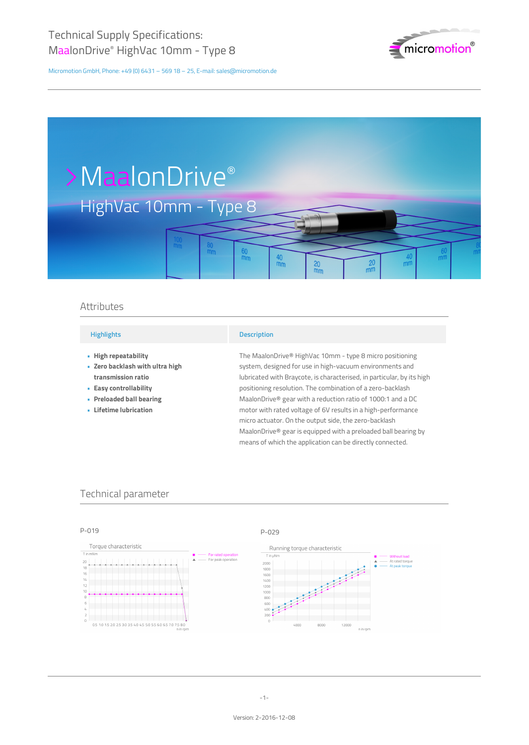# Technical Supply Specifications: MaalonDrive® HighVac 10mm - Type 8

Micromotion GmbH, Phone: +49 (0) 6431 – 569 18 – 25, E-mail: sales@micromotion.de

# >MaalonDrive®

## HighVac 10mm - Type 8

## Attributes

| Highlights | Description |
|---|---|
| • **High repeatability**<br>• **Zero backlash with ultra high transmission ratio**<br>• **Easy controllability**<br>• **Preloaded ball bearing**<br>• **Lifetime lubrication** | The MaalonDrive® HighVac 10mm - type 8 micro positioning system, designed for use in high-vacuum environments and lubricated with Braycote, is characterised, in particular, by its high positioning resolution. The combination of a zero-backlash MaalonDrive® gear with a reduction ratio of 1000:1 and a DC motor with rated voltage of 6V results in a high-performance micro actuator. On the output side, the zero-backlash MaalonDrive® gear is equipped with a preloaded ball bearing by means of which the application can be directly connected. |

## Technical parameter

P-019

Torque characteristic

P-029

Running torque characteristic

Version: 2-2016-12-08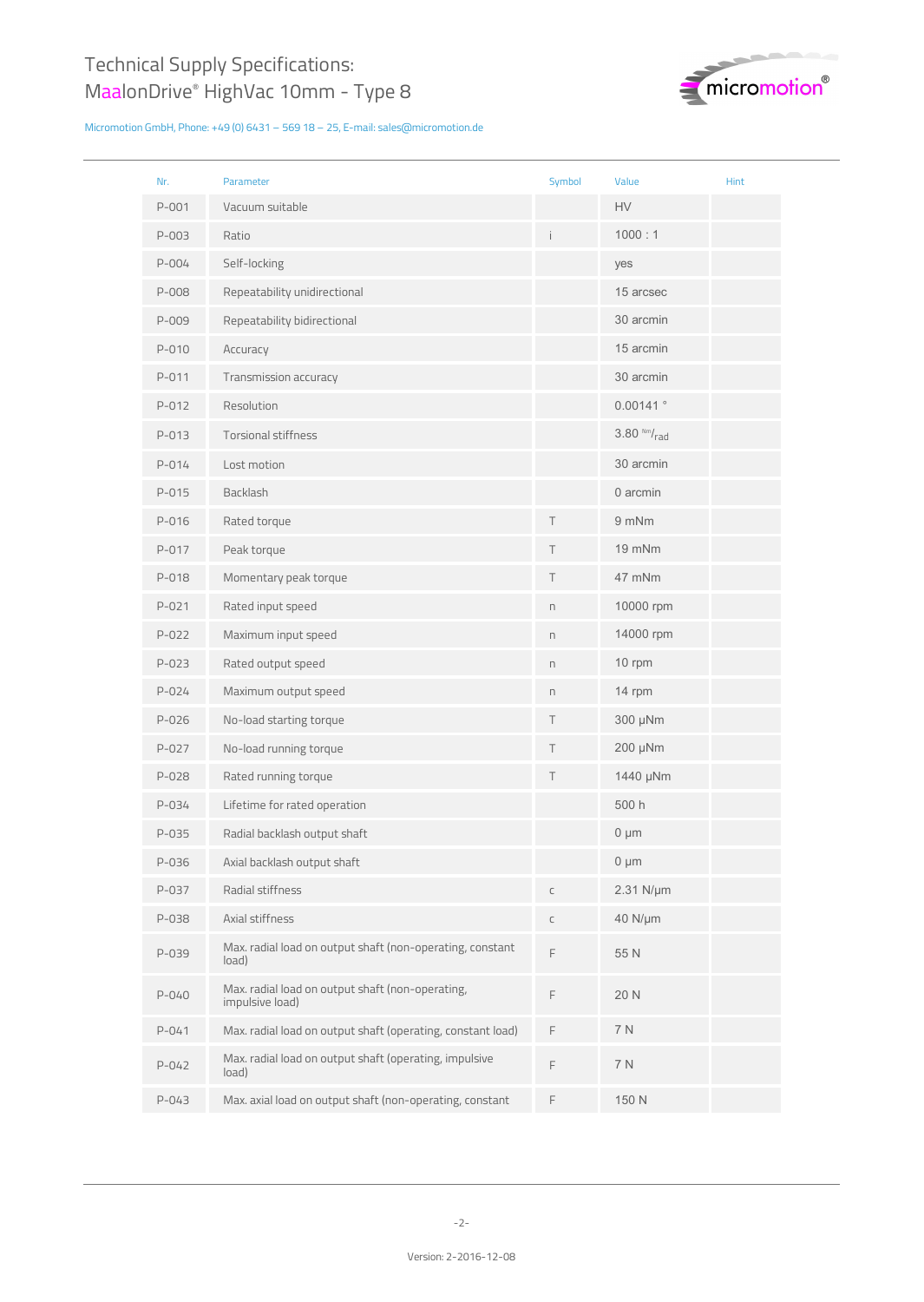# Technical Supply Specifications: MaalonDrive® HighVac 10mm - Type 8

Micromotion GmbH, Phone: +49 (0) 6431 – 569 18 – 25, E-mail: sales@micromotion.de

| Nr. | Parameter | Symbol | Value | Hint |
|---|---|---|---|---|
| P-001 | Vacuum suitable | | HV | |
| P-003 | Ratio | i | 1000 : 1 | |
| P-004 | Self-locking | | yes | |
| P-008 | Repeatability unidirectional | | 15 arcsec | |
| P-009 | Repeatability bidirectional | | 30 arcmin | |
| P-010 | Accuracy | | 15 arcmin | |
| P-011 | Transmission accuracy | | 30 arcmin | |
| P-012 | Resolution | | 0.00141 ° | |
| P-013 | Torsional stiffness | | 3.80 Nm/rad | |
| P-014 | Lost motion | | 30 arcmin | |
| P-015 | Backlash | | 0 arcmin | |
| P-016 | Rated torque | T | 9 mNm | |
| P-017 | Peak torque | T | 19 mNm | |
| P-018 | Momentary peak torque | T | 47 mNm | |
| P-021 | Rated input speed | n | 10000 rpm | |
| P-022 | Maximum input speed | n | 14000 rpm | |
| P-023 | Rated output speed | n | 10 rpm | |
| P-024 | Maximum output speed | n | 14 rpm | |
| P-026 | No-load starting torque | T | 300 µNm | |
| P-027 | No-load running torque | T | 200 µNm | |
| P-028 | Rated running torque | T | 1440 µNm | |
| P-034 | Lifetime for rated operation | | 500 h | |
| P-035 | Radial backlash output shaft | | 0 µm | |
| P-036 | Axial backlash output shaft | | 0 µm | |
| P-037 | Radial stiffness | c | 2.31 N/µm | |
| P-038 | Axial stiffness | c | 40 N/µm | |
| P-039 | Max. radial load on output shaft (non-operating, constant load) | F | 55 N | |
| P-040 | Max. radial load on output shaft (non-operating, impulsive load) | F | 20 N | |
| P-041 | Max. radial load on output shaft (operating, constant load) | F | 7 N | |
| P-042 | Max. radial load on output shaft (operating, impulsive load) | F | 7 N | |
| P-043 | Max. axial load on output shaft (non-operating, constant | F | 150 N | |

Version: 2-2016-12-08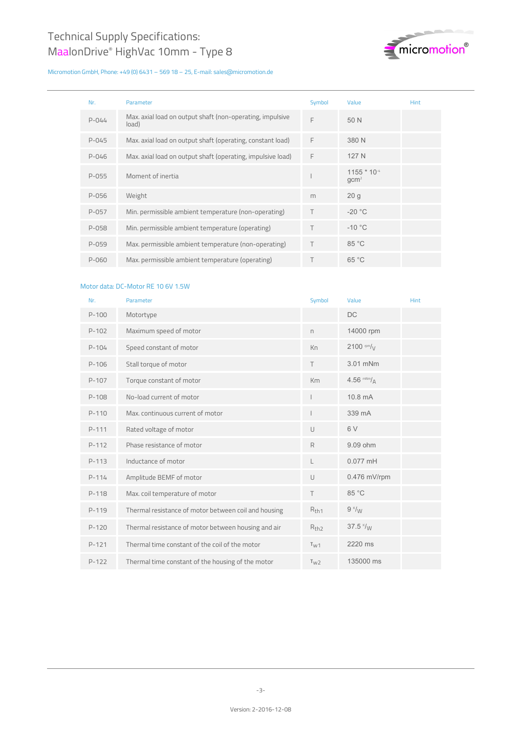# Technical Supply Specifications: MaalonDrive® HighVac 10mm - Type 8

Micromotion GmbH, Phone: +49 (0) 6431 – 569 18 – 25, E-mail: sales@micromotion.de

| Nr. | Parameter | Symbol | Value | Hint |
|---|---|---|---|---|
| P-044 | Max. axial load on output shaft (non-operating, impulsive load) | F | 50 N | |
| P-045 | Max. axial load on output shaft (operating, constant load) | F | 380 N | |
| P-046 | Max. axial load on output shaft (operating, impulsive load) | F | 127 N | |
| P-055 | Moment of inertia | I | $1155 * 10^{-4}$ $gcm^2$ | |
| P-056 | Weight | m | 20 g | |
| P-057 | Min. permissible ambient temperature (non-operating) | T | -20 °C | |
| P-058 | Min. permissible ambient temperature (operating) | T | -10 °C | |
| P-059 | Max. permissible ambient temperature (non-operating) | T | 85 °C | |
| P-060 | Max. permissible ambient temperature (operating) | T | 65 °C | |

Motor data: DC-Motor RE 10 6V 1.5W

| Nr. | Parameter | Symbol | Value | Hint |
|---|---|---|---|---|
| P-100 | Motortype | | DC | |
| P-102 | Maximum speed of motor | n | 14000 rpm | |
| P-104 | Speed constant of motor | Kn | 2100 rpm/V | |
| P-106 | Stall torque of motor | T | 3.01 mNm | |
| P-107 | Torque constant of motor | Km | 4.56 mNm/A | |
| P-108 | No-load current of motor | I | 10.8 mA | |
| P-110 | Max. continuous current of motor | I | 339 mA | |
| P-111 | Rated voltage of motor | U | 6 V | |
| P-112 | Phase resistance of motor | R | 9.09 ohm | |
| P-113 | Inductance of motor | L | 0.077 mH | |
| P-114 | Amplitude BEMF of motor | U | 0.476 mV/rpm | |
| P-118 | Max. coil temperature of motor | T | 85 °C | |
| P-119 | Thermal resistance of motor between coil and housing | $R_{th1}$ | 9 K/W | |
| P-120 | Thermal resistance of motor between housing and air | $R_{th2}$ | 37.5 K/W | |
| P-121 | Thermal time constant of the coil of the motor | $\tau_{w1}$ | 2220 ms | |
| P-122 | Thermal time constant of the housing of the motor | $\tau_{w2}$ | 135000 ms | |

Version: 2-2016-12-08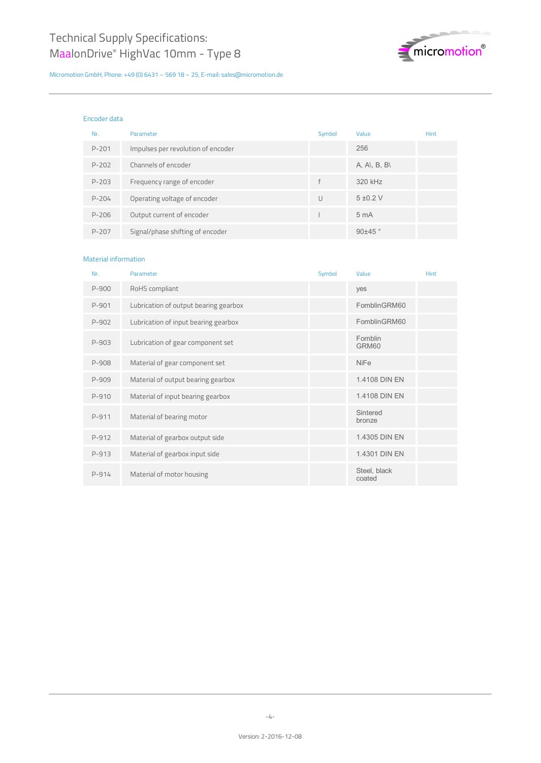### Encoder data

| Nr. | Parameter | Symbol | Value | Hint |
|---|---|---|---|---|
| P-201 | Impulses per revolution of encoder | | 256 | |
| P-202 | Channels of encoder | | A, A\, B, B\ | |
| P-203 | Frequency range of encoder | f | 320 kHz | |
| P-204 | Operating voltage of encoder | U | 5 ±0.2 V | |
| P-206 | Output current of encoder | I | 5 mA | |
| P-207 | Signal/phase shifting of encoder | | 90±45 ° | |

### Material information

| Nr. | Parameter | Symbol | Value | Hint |
|---|---|---|---|---|
| P-900 | RoHS compliant | | yes | |
| P-901 | Lubrication of output bearing gearbox | | FomblinGRM60 | |
| P-902 | Lubrication of input bearing gearbox | | FomblinGRM60 | |
| P-903 | Lubrication of gear component set | | Fomblin GRM60 | |
| P-908 | Material of gear component set | | NiFe | |
| P-909 | Material of output bearing gearbox | | 1.4108 DIN EN | |
| P-910 | Material of input bearing gearbox | | 1.4108 DIN EN | |
| P-911 | Material of bearing motor | | Sintered bronze | |
| P-912 | Material of gearbox output side | | 1.4305 DIN EN | |
| P-913 | Material of gearbox input side | | 1.4301 DIN EN | |
| P-914 | Material of motor housing | | Steel, black coated | |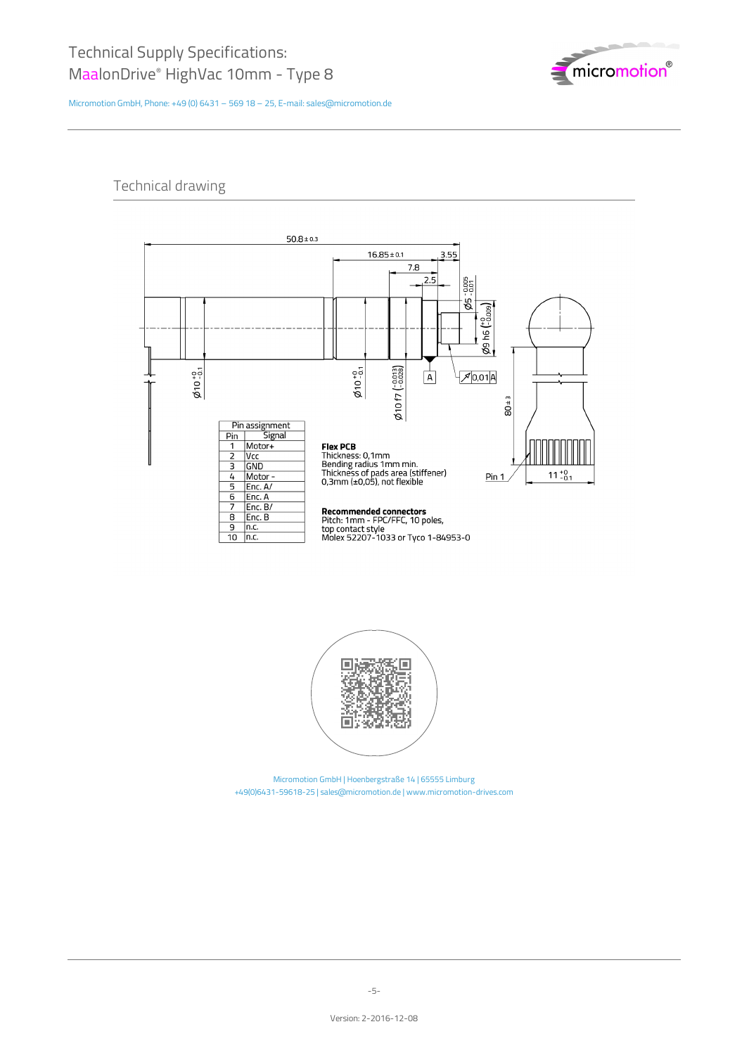## Technical drawing

50.8 ± 0.3

16.85 ± 0.1

3.55

7.8

2.5

Ø5 $^{-0.005}_{-0.01}$

Ø9 h6 ($^{+0}_{-0.009}$)

Ø10 $^{+0}_{-0.1}$

Ø10 $^{+0}_{-0.1}$

Ø10 f7 ($^{-0.013}_{-0.028}$)

A

0,01 A

80 ± 3

Pin 1

11 $^{+0}_{-0.1}$

| Pin assignment | |
|---|---|
| Pin | Signal |
| 1 | Motor+ |
| 2 | Vcc |
| 3 | GND |
| 4 | Motor - |
| 5 | Enc. A/ |
| 6 | Enc. A |
| 7 | Enc. B/ |
| 8 | Enc. B |
| 9 | n.c. |
| 10 | n.c. |

**Flex PCB**
Thickness: 0,1mm
Bending radius 1mm min.
Thickness of pads area (stiffener)
0,3mm (±0,05), not flexible

**Recommended connectors**
Pitch: 1mm - FPC/FFC, 10 poles,
top contact style
Molex 52207-1033 or Tyco 1-84953-0

Micromotion GmbH | Hoenbergstraße 14 | 65555 Limburg
+49(0)6431-59618-25 | sales@micromotion.de | www.micromotion-drives.com

Version: 2-2016-12-08